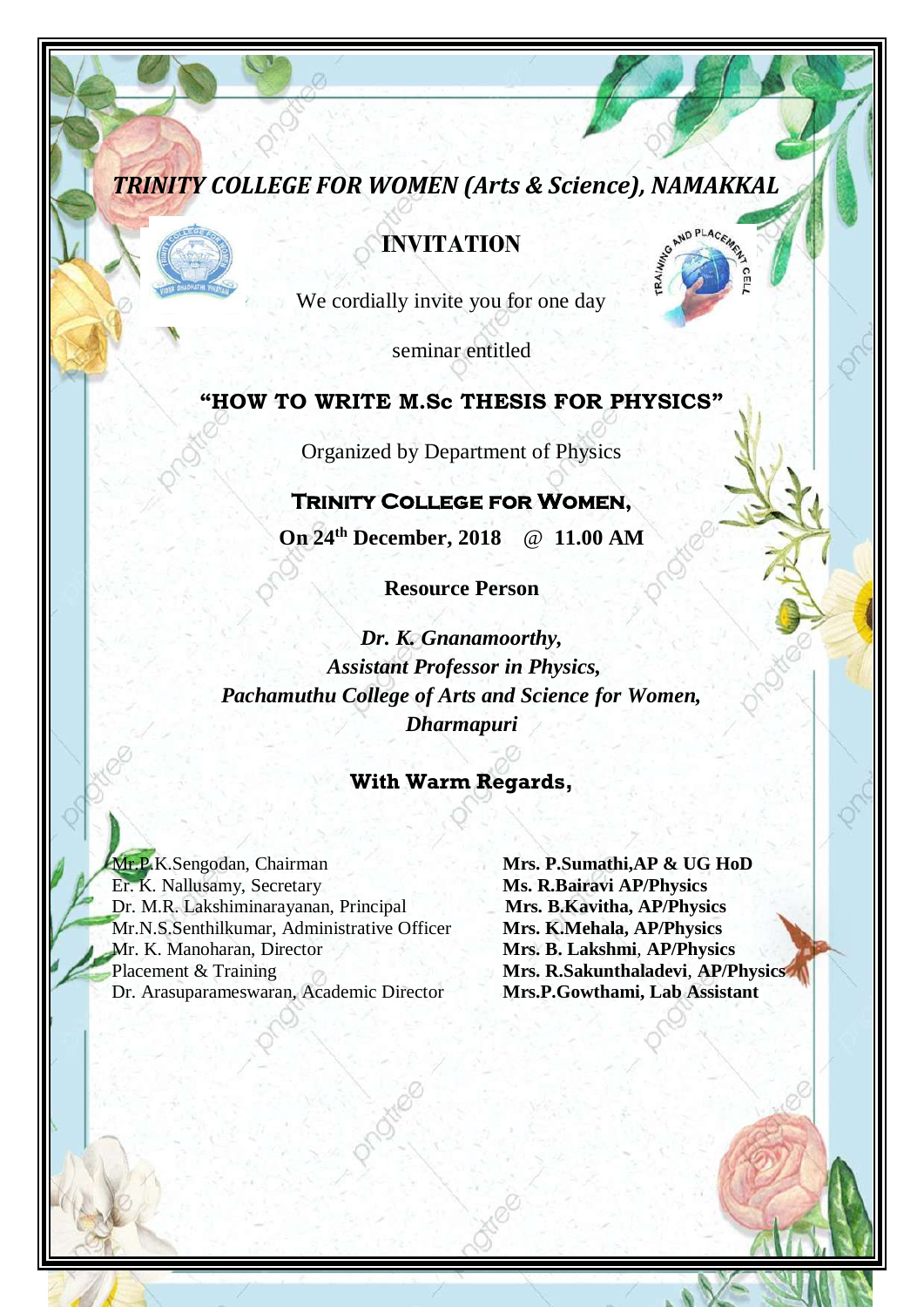***TRINITY COLLEGE FOR WOMEN (Arts & Science), NAMAKKAL***

# INVITATION

We cordially invite you for one day

seminar entitled

## "HOW TO WRITE M.Sc THESIS FOR PHYSICS"

Organized by Department of Physics

**TRINITY COLLEGE FOR WOMEN,**

**On 24th December, 2018 @ 11.00 AM**

**Resource Person**

***Dr. K. Gnanamoorthy,***
***Assistant Professor in Physics,***
***Pachamuthu College of Arts and Science for Women,***
***Dharmapuri***

**With Warm Regards,**

Mr.P.K.Sengodan, Chairman
Er. K. Nallusamy, Secretary
Dr. M.R. Lakshiminarayanan, Principal
Mr.N.S.Senthilkumar, Administrative Officer
Mr. K. Manoharan, Director
Placement & Training
Dr. Arasuparameswaran, Academic Director

**Mrs. P.Sumathi,AP & UG HoD**
**Ms. R.Bairavi AP/Physics**
**Mrs. B.Kavitha, AP/Physics**
**Mrs. K.Mehala, AP/Physics**
**Mrs. B. Lakshmi, AP/Physics**
**Mrs. R.Sakunthaladevi, AP/Physics**
**Mrs.P.Gowthami, Lab Assistant**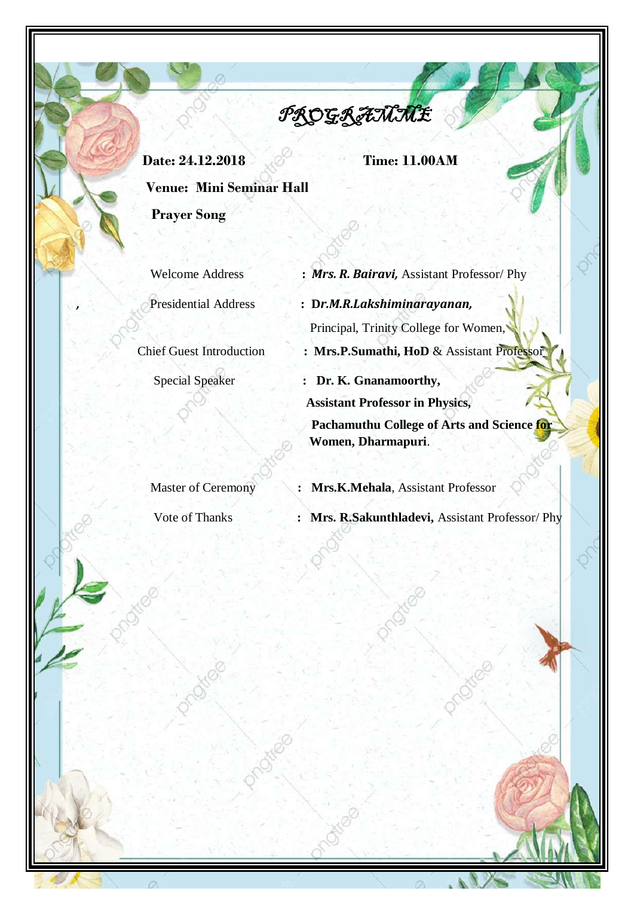# PROGRAMME

**Date: 24.12.2018** **Time: 11.00AM**

**Venue: Mini Seminar Hall**

**Prayer Song**

Welcome Address : ***Mrs. R. Bairavi,*** Assistant Professor/ Phy

, Presidential Address : **D*r.M.R.Lakshiminarayanan,***
Principal, Trinity College for Women,

Chief Guest Introduction : **Mrs.P.Sumathi, HoD** & Assistant Professor

Special Speaker : **Dr. K. Gnanamoorthy,**
**Assistant Professor in Physics,**
**Pachamuthu College of Arts and Science for Women, Dharmapuri**.

Master of Ceremony : **Mrs.K.Mehala**, Assistant Professor

Vote of Thanks : **Mrs. R.Sakunthladevi,** Assistant Professor/ Phy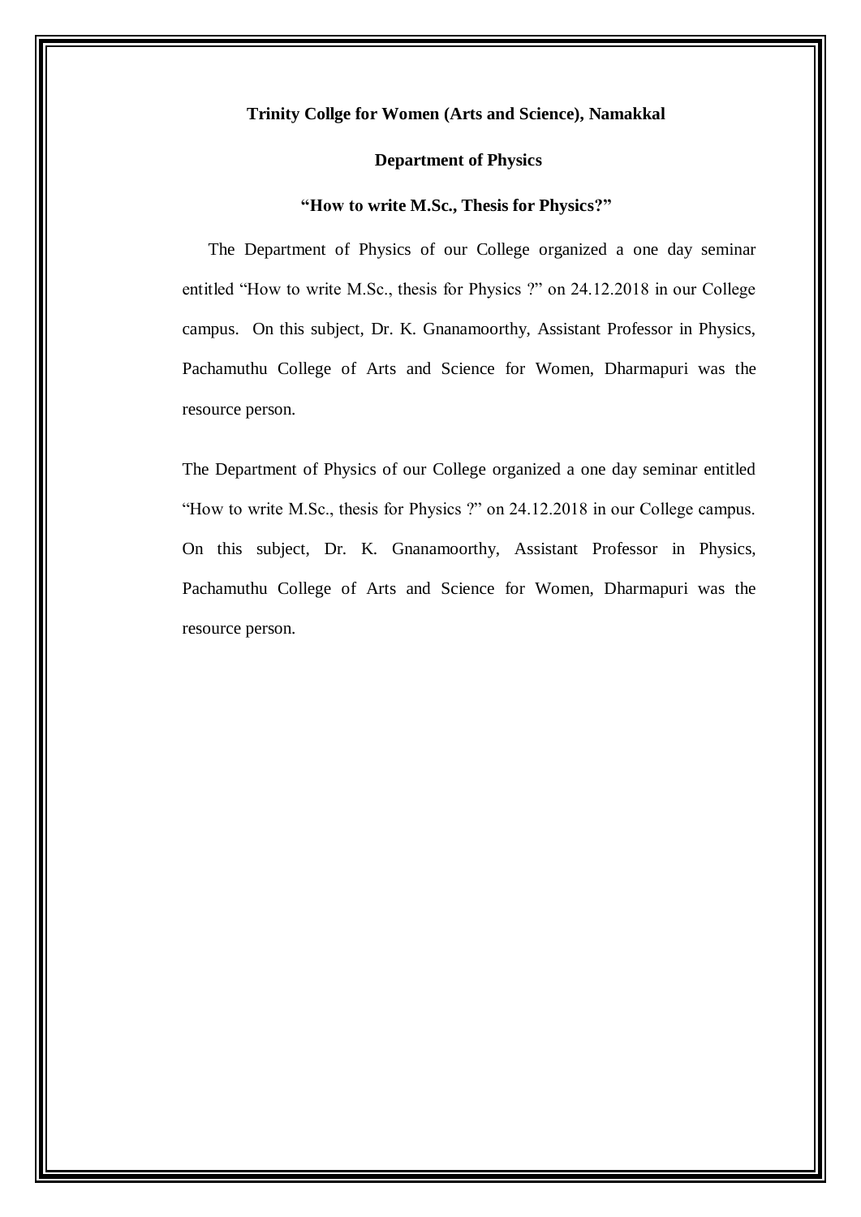**Trinity Collge for Women (Arts and Science), Namakkal**

**Department of Physics**

**"How to write M.Sc., Thesis for Physics?"**

The Department of Physics of our College organized a one day seminar entitled "How to write M.Sc., thesis for Physics ?" on 24.12.2018 in our College campus. On this subject, Dr. K. Gnanamoorthy, Assistant Professor in Physics, Pachamuthu College of Arts and Science for Women, Dharmapuri was the resource person.

The Department of Physics of our College organized a one day seminar entitled "How to write M.Sc., thesis for Physics ?" on 24.12.2018 in our College campus. On this subject, Dr. K. Gnanamoorthy, Assistant Professor in Physics, Pachamuthu College of Arts and Science for Women, Dharmapuri was the resource person.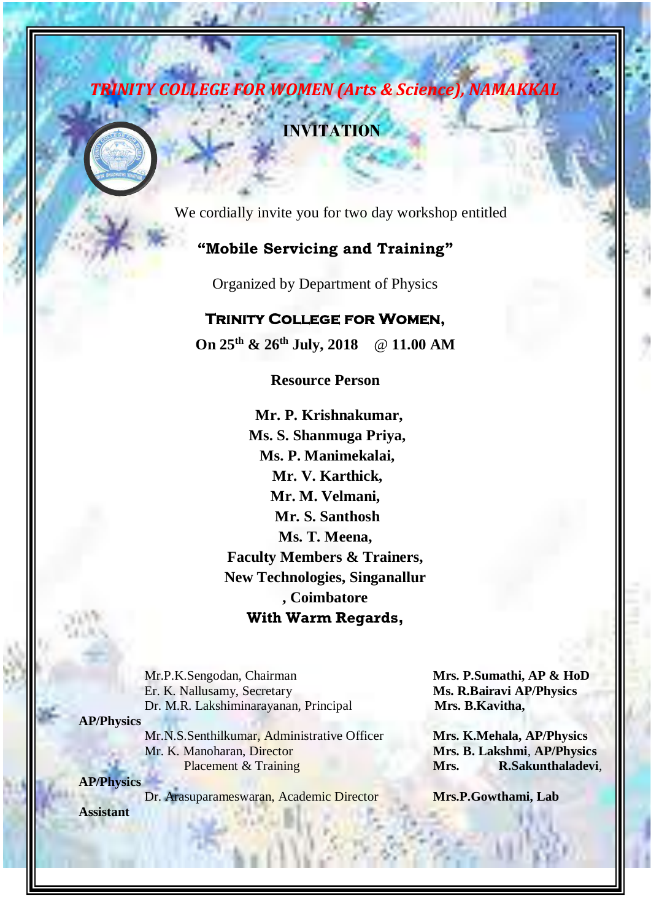# *TRINITY COLLEGE FOR WOMEN (Arts & Science), NAMAKKAL*

## INVITATION

We cordially invite you for two day workshop entitled

**"Mobile Servicing and Training"**

Organized by Department of Physics

**TRINITY COLLEGE FOR WOMEN,**

**On 25th & 26th July, 2018 @ 11.00 AM**

**Resource Person**

**Mr. P. Krishnakumar,**
**Ms. S. Shanmuga Priya,**
**Ms. P. Manimekalai,**
**Mr. V. Karthick,**
**Mr. M. Velmani,**
**Mr. S. Santhosh**
**Ms. T. Meena,**
**Faculty Members & Trainers,**
**New Technologies, Singanallur, Coimbatore**

**With Warm Regards,**

Mr.P.K.Sengodan, Chairman
Er. K. Nallusamy, Secretary
Dr. M.R. Lakshiminarayanan, Principal
Mr.N.S.Senthilkumar, Administrative Officer
Mr. K. Manoharan, Director Placement & Training
Dr. Arasuparameswaran, Academic Director

**Mrs. P.Sumathi, AP & HoD**
**Ms. R.Bairavi AP/Physics**
**Mrs. B.Kavitha, AP/Physics**
**Mrs. K.Mehala, AP/Physics**
**Mrs. B. Lakshmi, AP/Physics**
**Mrs. R.Sakunthaladevi, AP/Physics**
**Mrs.P.Gowthami, Lab Assistant**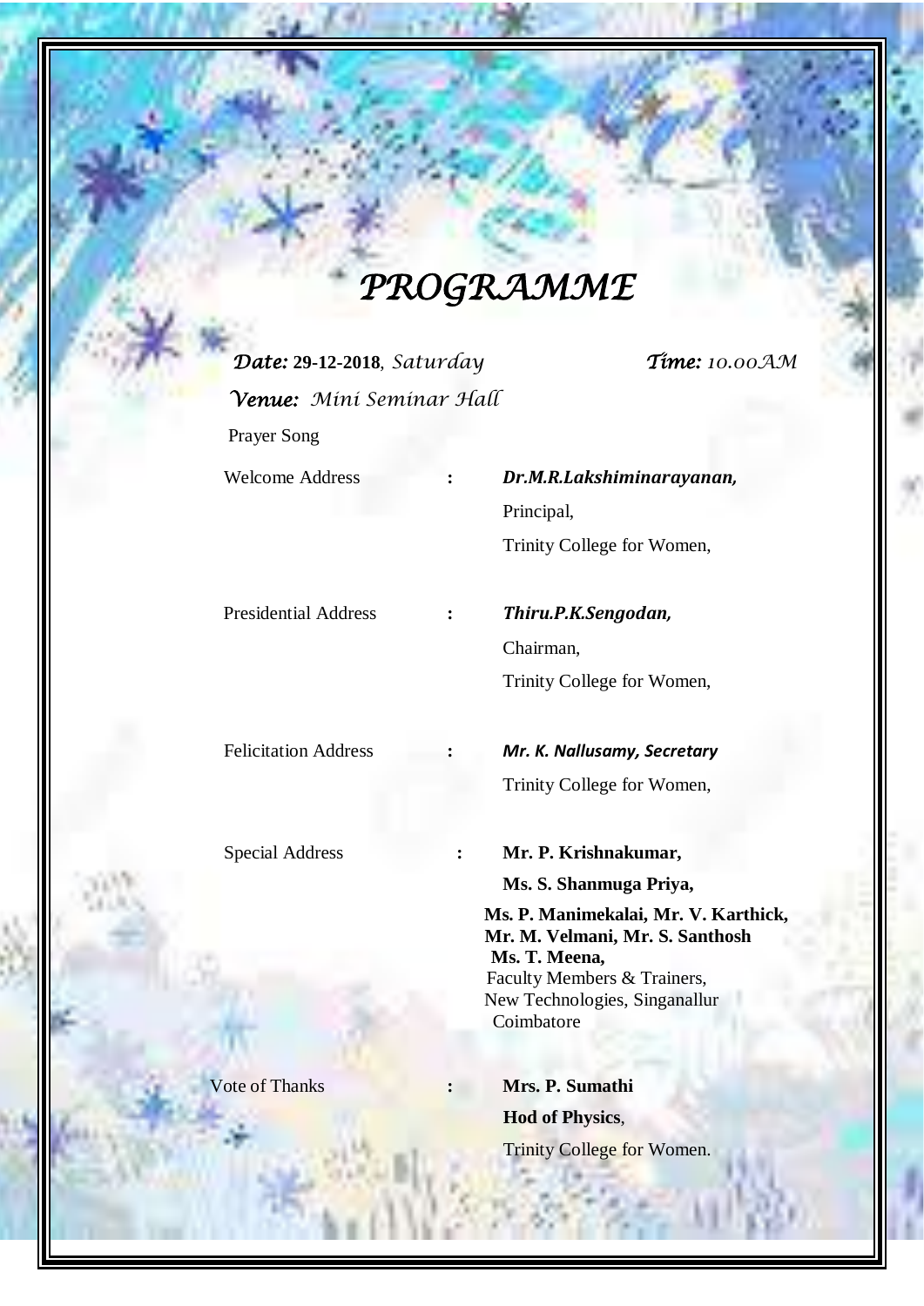# *PROGRAMME*

***Date:*** **29-12-2018**, *Saturday* ***Time:*** *10.00AM*

***Venue:*** *Mini Seminar Hall*

Prayer Song

Welcome Address : ***Dr.M.R.Lakshiminarayanan,***
Principal,
Trinity College for Women,

Presidential Address : ***Thiru.P.K.Sengodan,***
Chairman,
Trinity College for Women,

Felicitation Address : ***Mr. K. Nallusamy, Secretary***
Trinity College for Women,

Special Address : **Mr. P. Krishnakumar,**
**Ms. S. Shanmuga Priya,**
**Ms. P. Manimekalai, Mr. V. Karthick,**
**Mr. M. Velmani, Mr. S. Santhosh**
**Ms. T. Meena,**
Faculty Members & Trainers,
New Technologies, Singanallur
Coimbatore

Vote of Thanks : **Mrs. P. Sumathi**
**Hod of Physics**,
Trinity College for Women.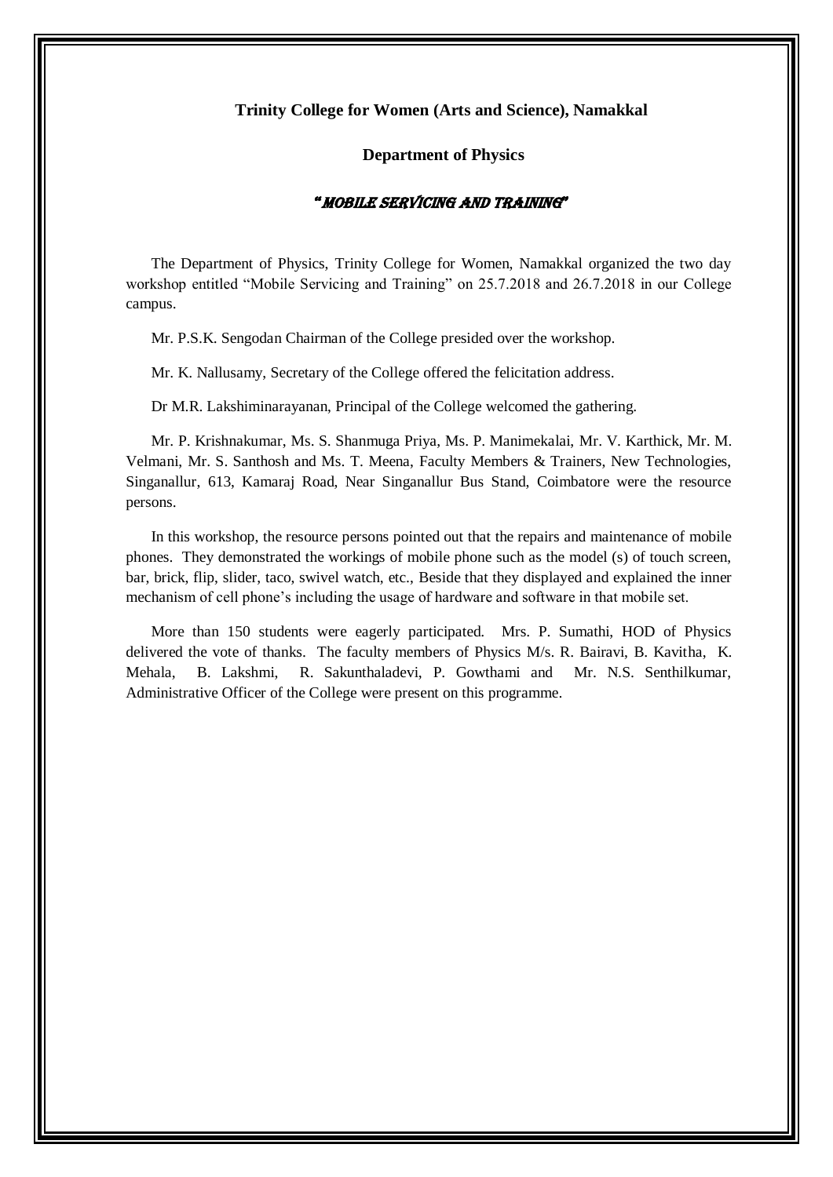**Trinity College for Women (Arts and Science), Namakkal**

**Department of Physics**

***"MOBILE SERVICING AND TRAINING"***

The Department of Physics, Trinity College for Women, Namakkal organized the two day workshop entitled "Mobile Servicing and Training" on 25.7.2018 and 26.7.2018 in our College campus.

Mr. P.S.K. Sengodan Chairman of the College presided over the workshop.

Mr. K. Nallusamy, Secretary of the College offered the felicitation address.

Dr M.R. Lakshiminarayanan, Principal of the College welcomed the gathering.

Mr. P. Krishnakumar, Ms. S. Shanmuga Priya, Ms. P. Manimekalai, Mr. V. Karthick, Mr. M. Velmani, Mr. S. Santhosh and Ms. T. Meena, Faculty Members & Trainers, New Technologies, Singanallur, 613, Kamaraj Road, Near Singanallur Bus Stand, Coimbatore were the resource persons.

In this workshop, the resource persons pointed out that the repairs and maintenance of mobile phones. They demonstrated the workings of mobile phone such as the model (s) of touch screen, bar, brick, flip, slider, taco, swivel watch, etc., Beside that they displayed and explained the inner mechanism of cell phone's including the usage of hardware and software in that mobile set.

More than 150 students were eagerly participated. Mrs. P. Sumathi, HOD of Physics delivered the vote of thanks. The faculty members of Physics M/s. R. Bairavi, B. Kavitha, K. Mehala, B. Lakshmi, R. Sakunthaladevi, P. Gowthami and Mr. N.S. Senthilkumar, Administrative Officer of the College were present on this programme.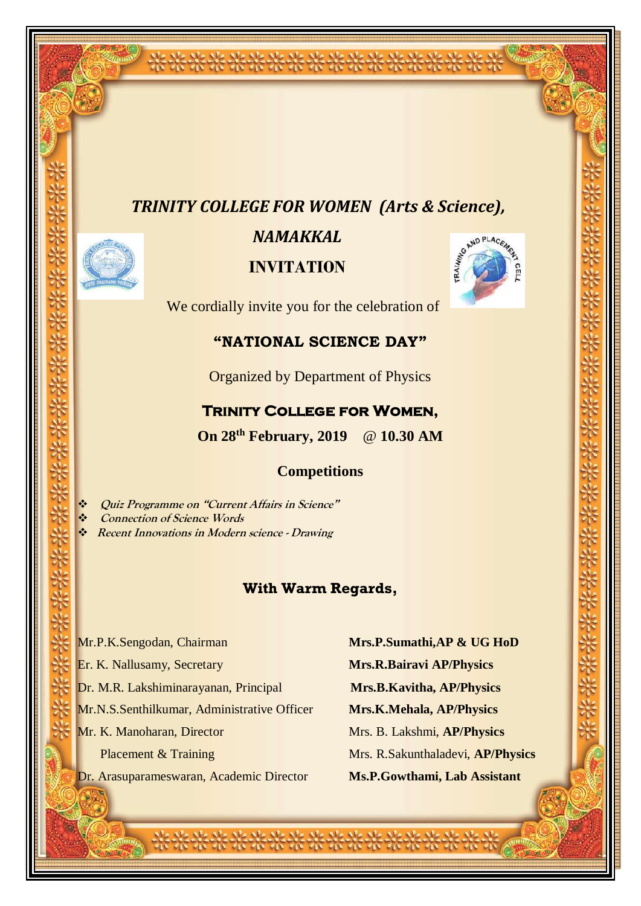# *TRINITY COLLEGE FOR WOMEN (Arts & Science),*

## *NAMAKKAL*

## INVITATION

We cordially invite you for the celebration of

### "NATIONAL SCIENCE DAY"

Organized by Department of Physics

**TRINITY COLLEGE FOR WOMEN,**

**On 28th February, 2019 @ 10.30 AM**

### Competitions

- ***Quiz Programme on "Current Affairs in Science"***
- ***Connection of Science Words***
- ***Recent Innovations in Modern science - Drawing***

**With Warm Regards,**

Mr.P.K.Sengodan, Chairman
Er. K. Nallusamy, Secretary
Dr. M.R. Lakshiminarayanan, Principal
Mr.N.S.Senthilkumar, Administrative Officer
Mr. K. Manoharan, Director Placement & Training
Dr. Arasuparameswaran, Academic Director

**Mrs.P.Sumathi,AP & UG HoD**
**Mrs.R.Bairavi AP/Physics**
**Mrs.B.Kavitha, AP/Physics**
**Mrs.K.Mehala, AP/Physics**
Mrs. B. Lakshmi, **AP/Physics**
Mrs. R.Sakunthaladevi, **AP/Physics**
**Ms.P.Gowthami, Lab Assistant**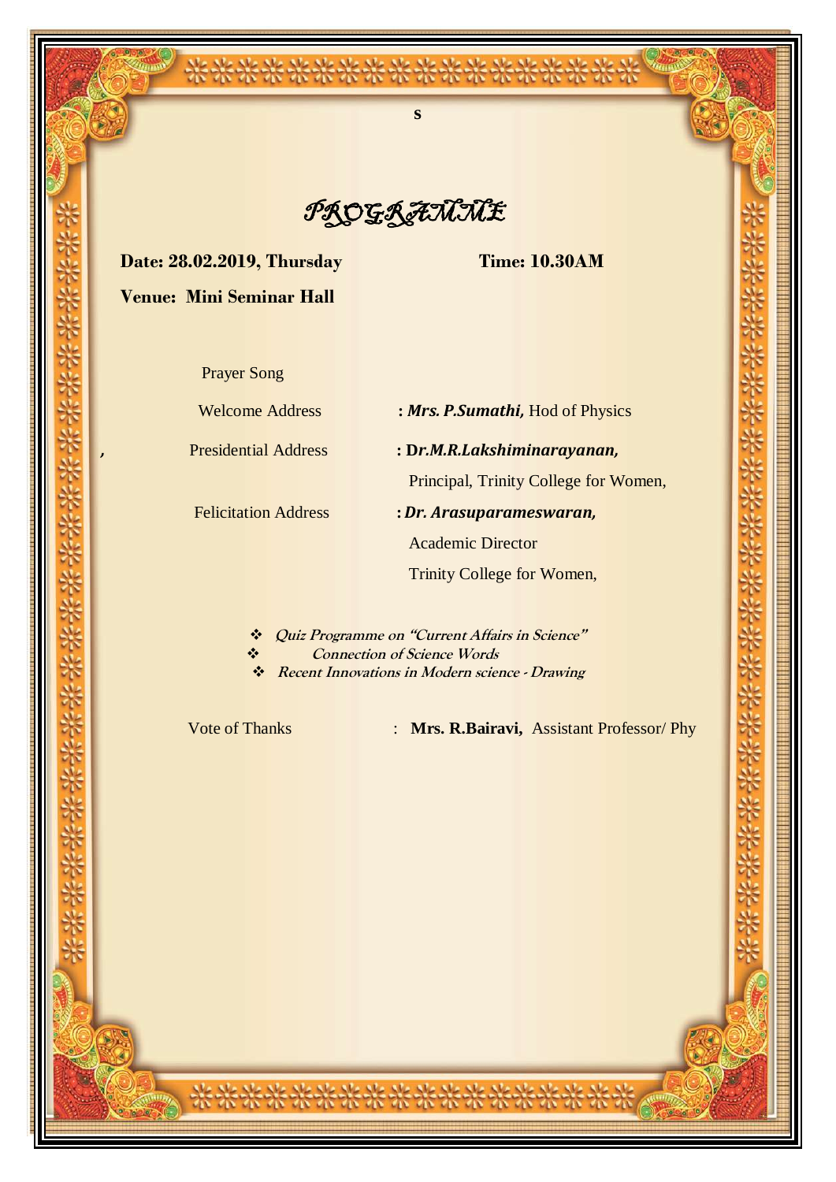s

# PROGRAMME

**Date: 28.02.2019, Thursday** **Time: 10.30AM**

**Venue: Mini Seminar Hall**

Prayer Song

Welcome Address : ***Mrs. P.Sumathi,*** Hod of Physics

, Presidential Address : **D*r.M.R.Lakshiminarayanan,***
Principal, Trinity College for Women,

Felicitation Address : ***Dr. Arasuparameswaran,***
Academic Director
Trinity College for Women,

- *Quiz Programme on "Current Affairs in Science"*
- *Connection of Science Words*
- *Recent Innovations in Modern science - Drawing*

Vote of Thanks : **Mrs. R.Bairavi,** Assistant Professor/ Phy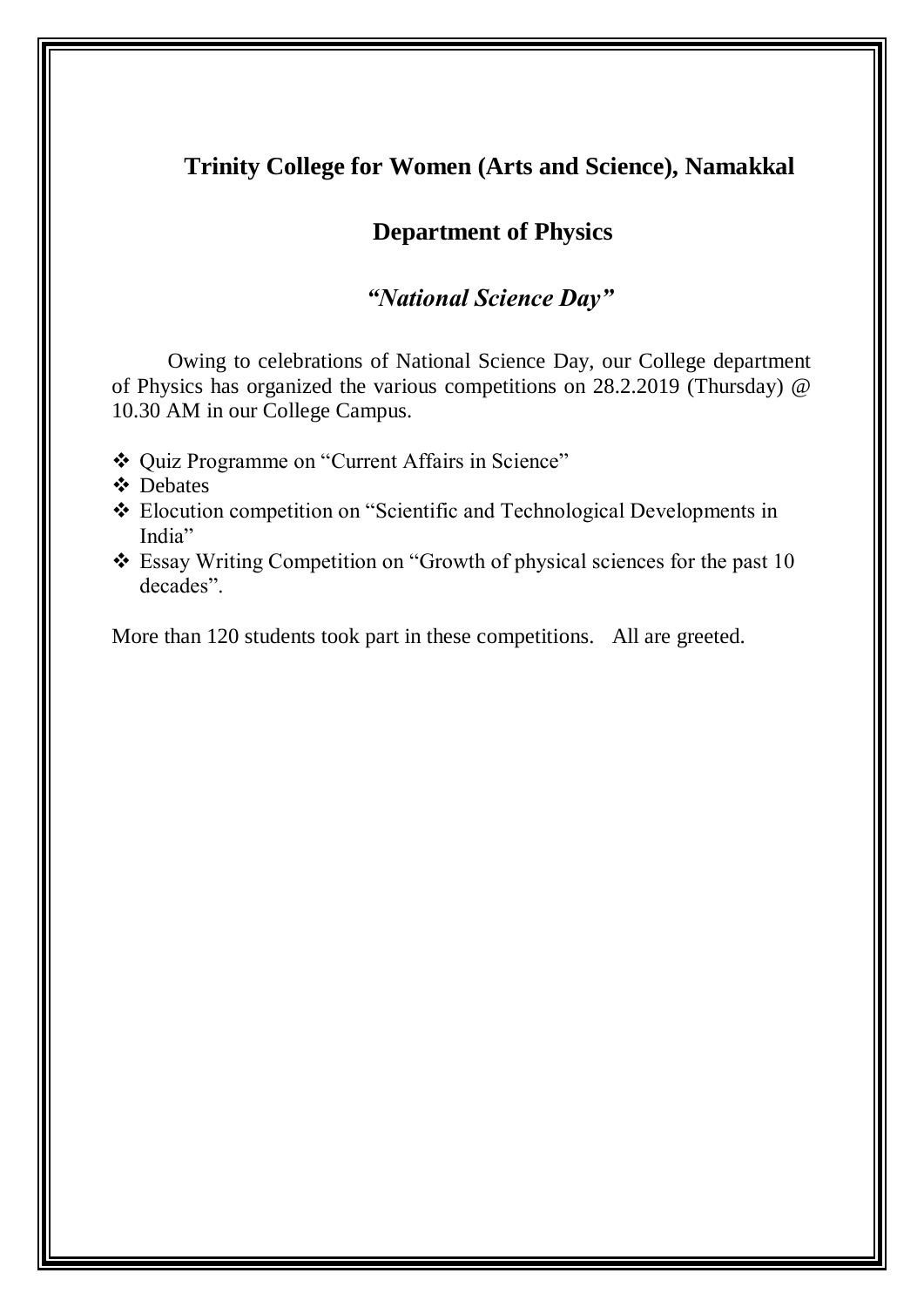## Trinity College for Women (Arts and Science), Namakkal

## Department of Physics

### *"National Science Day"*

Owing to celebrations of National Science Day, our College department of Physics has organized the various competitions on 28.2.2019 (Thursday) @ 10.30 AM in our College Campus.

- Quiz Programme on "Current Affairs in Science"
- Debates
- Elocution competition on "Scientific and Technological Developments in India"
- Essay Writing Competition on "Growth of physical sciences for the past 10 decades".

More than 120 students took part in these competitions. All are greeted.